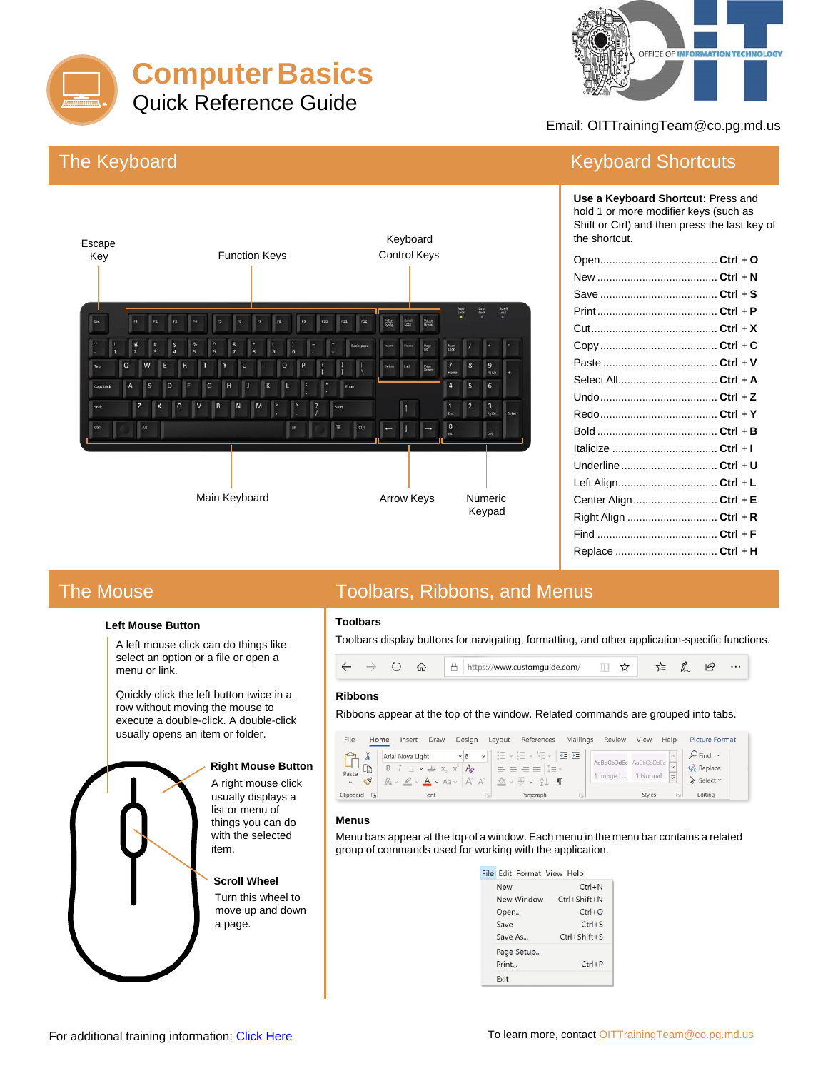# Computer Basics

## Quick Reference Guide

Email: OITTrainingTeam@co.pg.md.us

## The Keyboard

Escape Key

Function Keys

Keyboard Control Keys

Main Keyboard

Arrow Keys

Numeric Keypad

## Keyboard Shortcuts

**Use a Keyboard Shortcut:** Press and hold 1 or more modifier keys (such as Shift or Ctrl) and then press the last key of the shortcut.

| Action | Shortcut |
|---|---|
| Open | **Ctrl + O** |
| New | **Ctrl + N** |
| Save | **Ctrl + S** |
| Print | **Ctrl + P** |
| Cut | **Ctrl + X** |
| Copy | **Ctrl + C** |
| Paste | **Ctrl + V** |
| Select All | **Ctrl + A** |
| Undo | **Ctrl + Z** |
| Redo | **Ctrl + Y** |
| Bold | **Ctrl + B** |
| Italicize | **Ctrl + I** |
| Underline | **Ctrl + U** |
| Left Align | **Ctrl + L** |
| Center Align | **Ctrl + E** |
| Right Align | **Ctrl + R** |
| Find | **Ctrl + F** |
| Replace | **Ctrl + H** |

## The Mouse

**Left Mouse Button**

A left mouse click can do things like select an option or a file or open a menu or link.

Quickly click the left button twice in a row without moving the mouse to execute a double-click. A double-click usually opens an item or folder.

**Right Mouse Button**

A right mouse click usually displays a list or menu of things you can do with the selected item.

**Scroll Wheel**

Turn this wheel to move up and down a page.

## Toolbars, Ribbons, and Menus

**Toolbars**

Toolbars display buttons for navigating, formatting, and other application-specific functions.

**Ribbons**

Ribbons appear at the top of the window. Related commands are grouped into tabs.

**Menus**

Menu bars appear at the top of a window. Each menu in the menu bar contains a related group of commands used for working with the application.

For additional training information: [Click Here]

To learn more, contact OITTrainingTeam@co.pg.md.us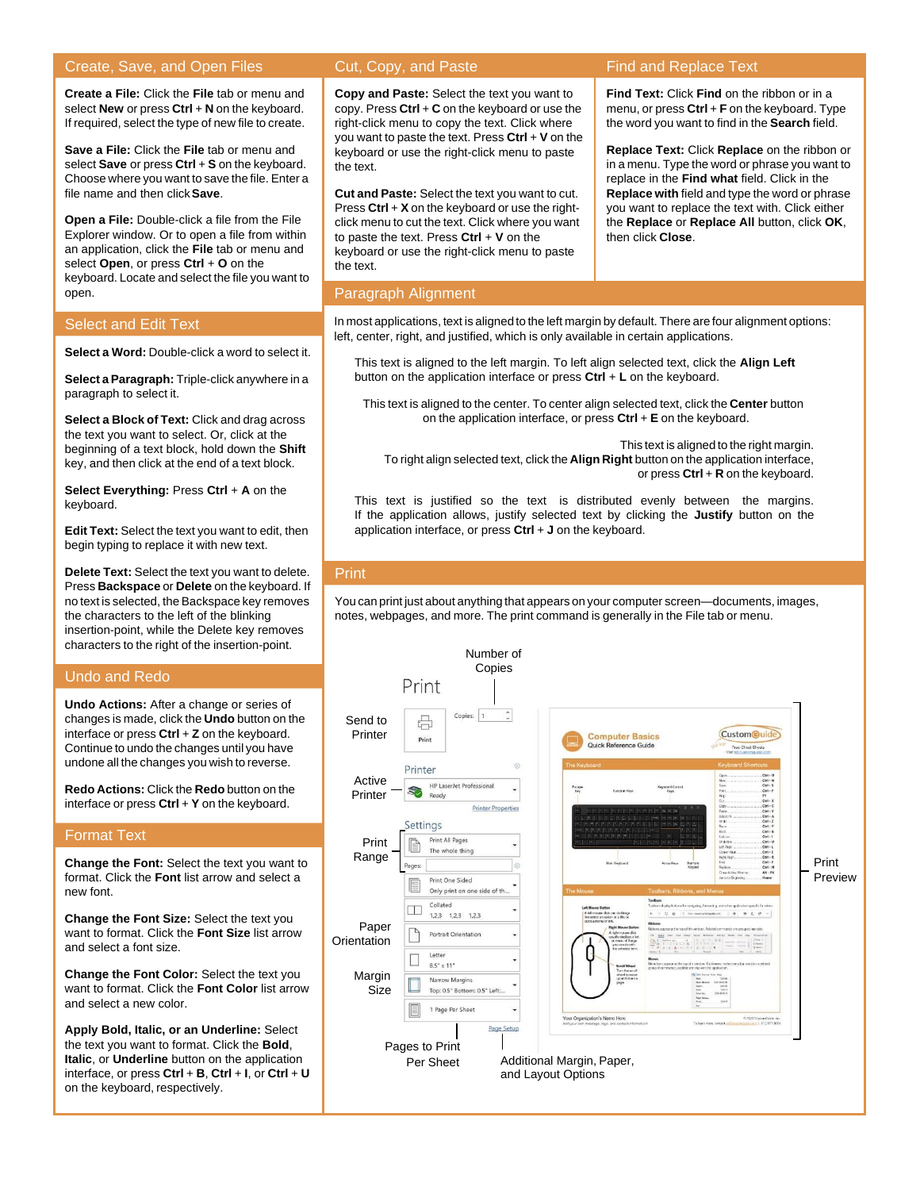## Create, Save, and Open Files

**Create a File:** Click the **File** tab or menu and select **New** or press **Ctrl** + **N** on the keyboard. If required, select the type of new file to create.

**Save a File:** Click the **File** tab or menu and select **Save** or press **Ctrl** + **S** on the keyboard. Choose where you want to save the file. Enter a file name and then click **Save**.

**Open a File:** Double-click a file from the File Explorer window. Or to open a file from within an application, click the **File** tab or menu and select **Open**, or press **Ctrl** + **O** on the keyboard. Locate and select the file you want to open.

## Select and Edit Text

**Select a Word:** Double-click a word to select it.

**Select a Paragraph:** Triple-click anywhere in a paragraph to select it.

**Select a Block of Text:** Click and drag across the text you want to select. Or, click at the beginning of a text block, hold down the **Shift** key, and then click at the end of a text block.

**Select Everything:** Press **Ctrl** + **A** on the keyboard.

**Edit Text:** Select the text you want to edit, then begin typing to replace it with new text.

**Delete Text:** Select the text you want to delete. Press **Backspace** or **Delete** on the keyboard. If no text is selected, the Backspace key removes the characters to the left of the blinking insertion-point, while the Delete key removes characters to the right of the insertion-point.

## Undo and Redo

**Undo Actions:** After a change or series of changes is made, click the **Undo** button on the interface or press **Ctrl** + **Z** on the keyboard. Continue to undo the changes until you have undone all the changes you wish to reverse.

**Redo Actions:** Click the **Redo** button on the interface or press **Ctrl** + **Y** on the keyboard.

## Format Text

**Change the Font:** Select the text you want to format. Click the **Font** list arrow and select a new font.

**Change the Font Size:** Select the text you want to format. Click the **Font Size** list arrow and select a font size.

**Change the Font Color:** Select the text you want to format. Click the **Font Color** list arrow and select a new color.

**Apply Bold, Italic, or an Underline:** Select the text you want to format. Click the **Bold**, **Italic**, or **Underline** button on the application interface, or press **Ctrl** + **B**, **Ctrl** + **I**, or **Ctrl** + **U** on the keyboard, respectively.

## Cut, Copy, and Paste

**Copy and Paste:** Select the text you want to copy. Press **Ctrl** + **C** on the keyboard or use the right-click menu to copy the text. Click where you want to paste the text. Press **Ctrl** + **V** on the keyboard or use the right-click menu to paste the text.

**Cut and Paste:** Select the text you want to cut. Press **Ctrl** + **X** on the keyboard or use the right-click menu to cut the text. Click where you want to paste the text. Press **Ctrl** + **V** on the keyboard or use the right-click menu to paste the text.

## Find and Replace Text

**Find Text:** Click **Find** on the ribbon or in a menu, or press **Ctrl** + **F** on the keyboard. Type the word you want to find in the **Search** field.

**Replace Text:** Click **Replace** on the ribbon or in a menu. Type the word or phrase you want to replace in the **Find what** field. Click in the **Replace with** field and type the word or phrase you want to replace the text with. Click either the **Replace** or **Replace All** button, click **OK**, then click **Close**.

## Paragraph Alignment

In most applications, text is aligned to the left margin by default. There are four alignment options: left, center, right, and justified, which is only available in certain applications.

This text is aligned to the left margin. To left align selected text, click the **Align Left** button on the application interface or press **Ctrl** + **L** on the keyboard.

This text is aligned to the center. To center align selected text, click the **Center** button on the application interface, or press **Ctrl** + **E** on the keyboard.

This text is aligned to the right margin. To right align selected text, click the **Align Right** button on the application interface, or press **Ctrl** + **R** on the keyboard.

This text is justified so the text is distributed evenly between the margins. If the application allows, justify selected text by clicking the **Justify** button on the application interface, or press **Ctrl** + **J** on the keyboard.

## Print

You can print just about anything that appears on your computer screen—documents, images, notes, webpages, and more. The print command is generally in the File tab or menu.

Number of Copies

Send to Printer

Active Printer

Print Range

Paper Orientation

Margin Size

Pages to Print Per Sheet

Additional Margin, Paper, and Layout Options

Print Preview